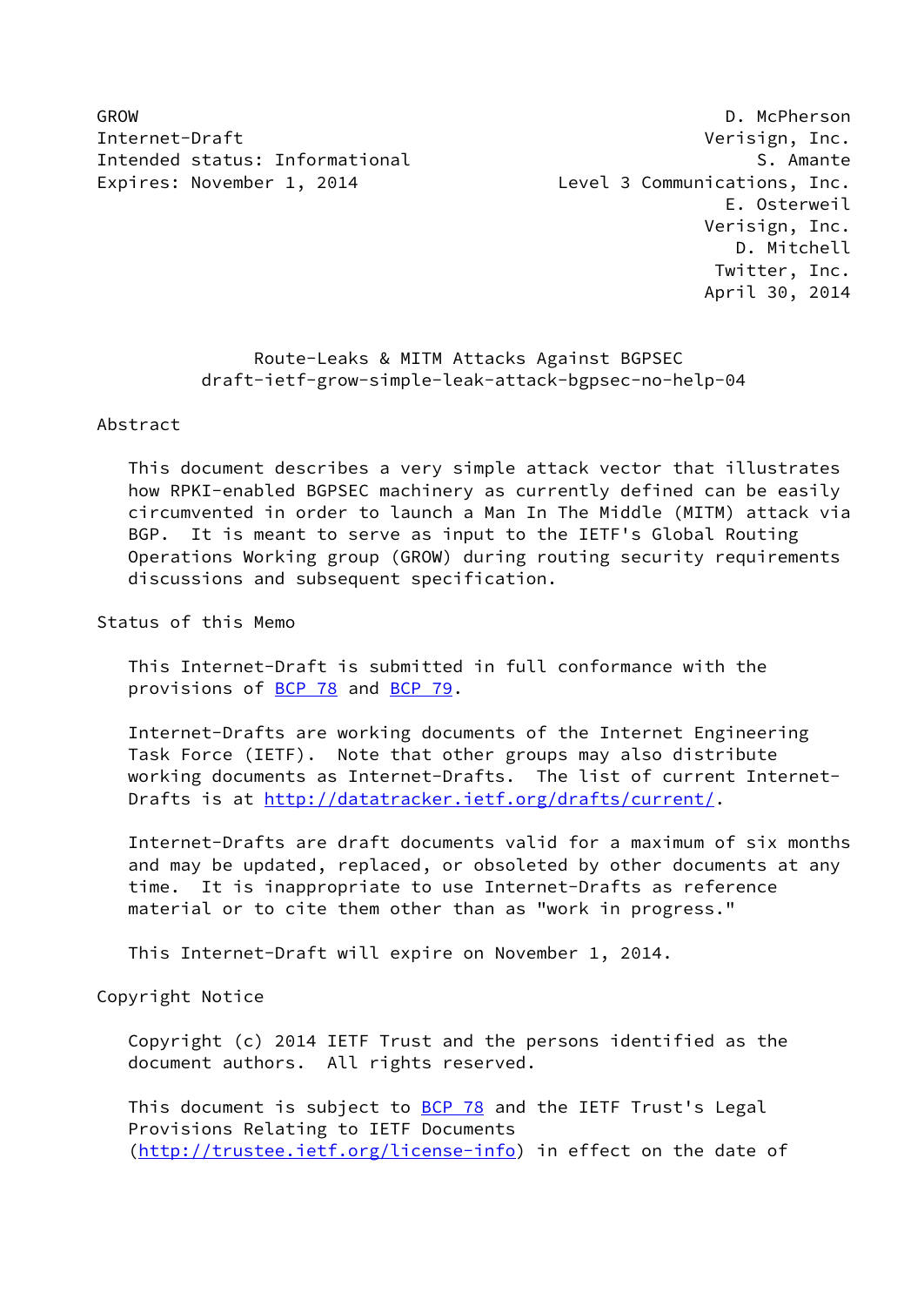GROW D. McPherson
Internet-Draft Verisign, Inc.
Intended status: Informational S. Amante
Expires: November 1, 2014 Level 3 Communications, Inc.
E. Osterweil
Verisign, Inc.
D. Mitchell
Twitter, Inc.
April 30, 2014

# Route-Leaks & MITM Attacks Against BGPSEC
## draft-ietf-grow-simple-leak-attack-bgpsec-no-help-04

## Abstract

This document describes a very simple attack vector that illustrates how RPKI-enabled BGPSEC machinery as currently defined can be easily circumvented in order to launch a Man In The Middle (MITM) attack via BGP. It is meant to serve as input to the IETF's Global Routing Operations Working group (GROW) during routing security requirements discussions and subsequent specification.

## Status of this Memo

This Internet-Draft is submitted in full conformance with the provisions of BCP 78 and BCP 79.

Internet-Drafts are working documents of the Internet Engineering Task Force (IETF). Note that other groups may also distribute working documents as Internet-Drafts. The list of current Internet-Drafts is at http://datatracker.ietf.org/drafts/current/.

Internet-Drafts are draft documents valid for a maximum of six months and may be updated, replaced, or obsoleted by other documents at any time. It is inappropriate to use Internet-Drafts as reference material or to cite them other than as "work in progress."

This Internet-Draft will expire on November 1, 2014.

## Copyright Notice

Copyright (c) 2014 IETF Trust and the persons identified as the document authors. All rights reserved.

This document is subject to BCP 78 and the IETF Trust's Legal Provisions Relating to IETF Documents (http://trustee.ietf.org/license-info) in effect on the date of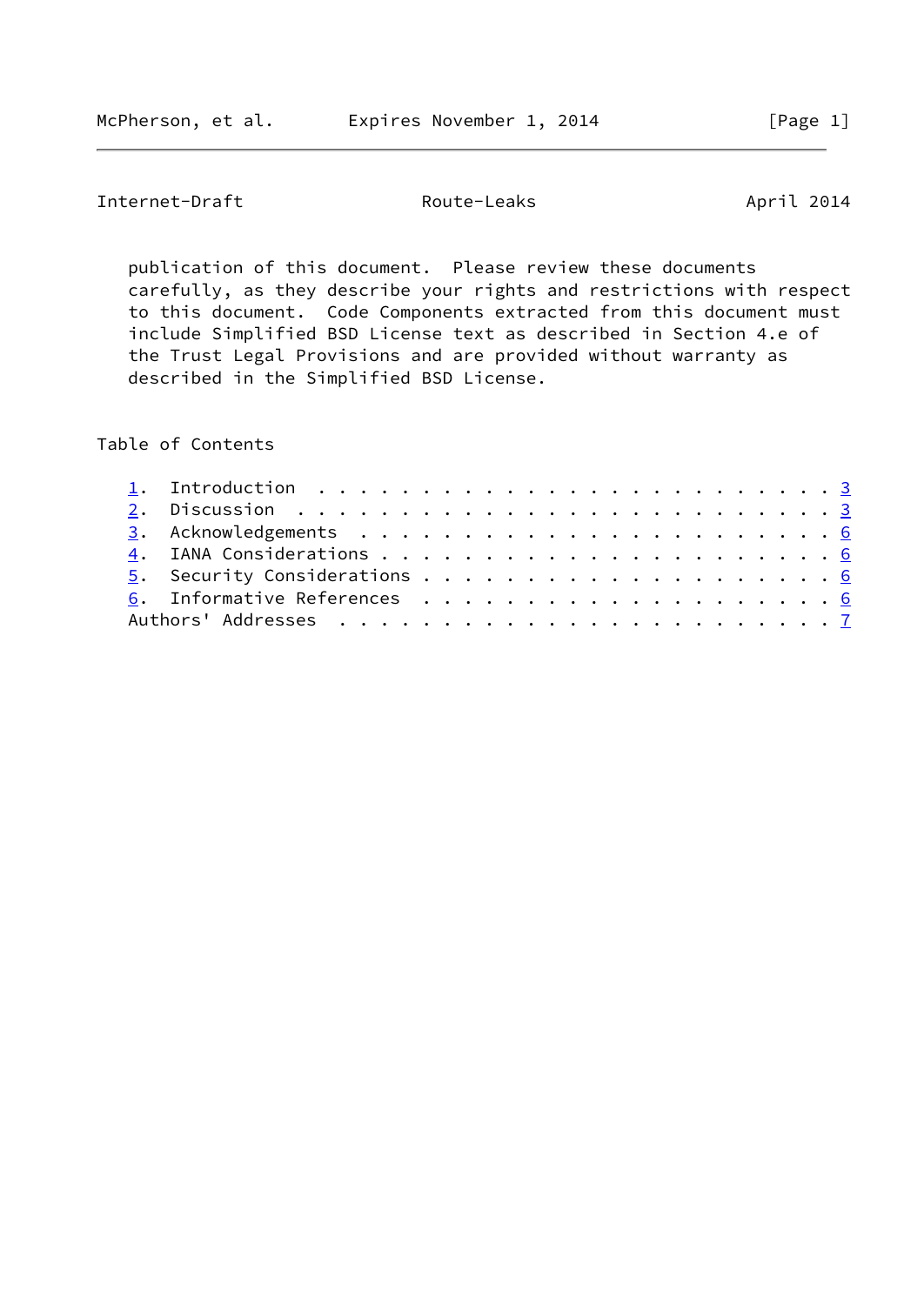publication of this document. Please review these documents carefully, as they describe your rights and restrictions with respect to this document. Code Components extracted from this document must include Simplified BSD License text as described in Section 4.e of the Trust Legal Provisions and are provided without warranty as described in the Simplified BSD License.

## Table of Contents

1. Introduction . . . . . . . . . . . . . . . . . . . . . . . . . 3
2. Discussion . . . . . . . . . . . . . . . . . . . . . . . . . . 3
3. Acknowledgements . . . . . . . . . . . . . . . . . . . . . . . 6
4. IANA Considerations . . . . . . . . . . . . . . . . . . . . . . 6
5. Security Considerations . . . . . . . . . . . . . . . . . . . . 6
6. Informative References . . . . . . . . . . . . . . . . . . . . 6

Authors' Addresses . . . . . . . . . . . . . . . . . . . . . . . . 7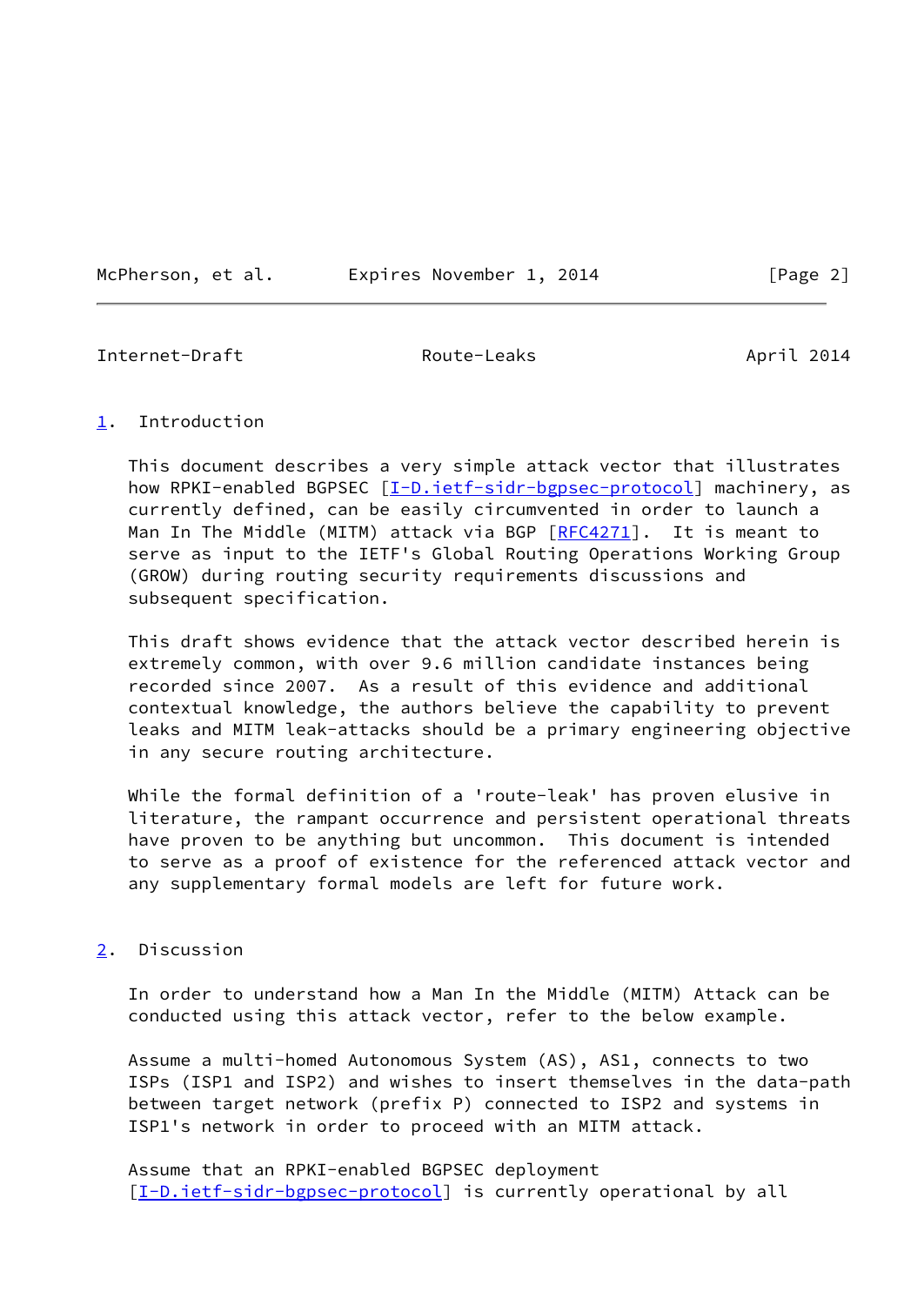## 1. Introduction

This document describes a very simple attack vector that illustrates how RPKI-enabled BGPSEC [I-D.ietf-sidr-bgpsec-protocol] machinery, as currently defined, can be easily circumvented in order to launch a Man In The Middle (MITM) attack via BGP [RFC4271]. It is meant to serve as input to the IETF's Global Routing Operations Working Group (GROW) during routing security requirements discussions and subsequent specification.

This draft shows evidence that the attack vector described herein is extremely common, with over 9.6 million candidate instances being recorded since 2007. As a result of this evidence and additional contextual knowledge, the authors believe the capability to prevent leaks and MITM leak-attacks should be a primary engineering objective in any secure routing architecture.

While the formal definition of a 'route-leak' has proven elusive in literature, the rampant occurrence and persistent operational threats have proven to be anything but uncommon. This document is intended to serve as a proof of existence for the referenced attack vector and any supplementary formal models are left for future work.

## 2. Discussion

In order to understand how a Man In the Middle (MITM) Attack can be conducted using this attack vector, refer to the below example.

Assume a multi-homed Autonomous System (AS), AS1, connects to two ISPs (ISP1 and ISP2) and wishes to insert themselves in the data-path between target network (prefix P) connected to ISP2 and systems in ISP1's network in order to proceed with an MITM attack.

Assume that an RPKI-enabled BGPSEC deployment [I-D.ietf-sidr-bgpsec-protocol] is currently operational by all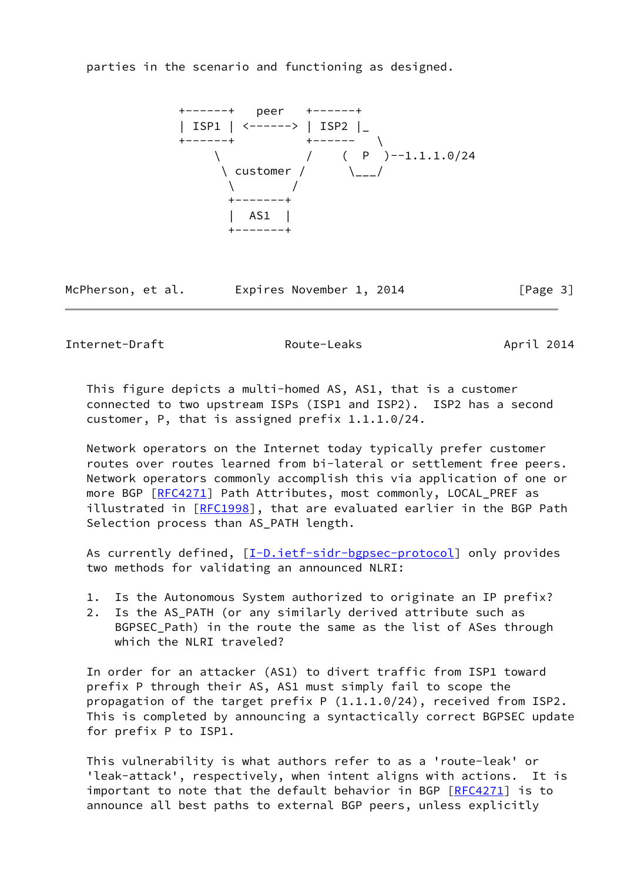parties in the scenario and functioning as designed.

```
            +------+   peer   +------+
            | ISP1 | <------> | ISP2 |_
            +------+          +------   \
                \            /     (  P  )--1.1.1.0/24
                 \ customer /       \___/
                  \        /
                   +-------+
                   |  AS1  |
                   +-------+
```

This figure depicts a multi-homed AS, AS1, that is a customer connected to two upstream ISPs (ISP1 and ISP2). ISP2 has a second customer, P, that is assigned prefix 1.1.1.0/24.

Network operators on the Internet today typically prefer customer routes over routes learned from bi-lateral or settlement free peers. Network operators commonly accomplish this via application of one or more BGP [RFC4271] Path Attributes, most commonly, LOCAL_PREF as illustrated in [RFC1998], that are evaluated earlier in the BGP Path Selection process than AS_PATH length.

As currently defined, [I-D.ietf-sidr-bgpsec-protocol] only provides two methods for validating an announced NLRI:

1. Is the Autonomous System authorized to originate an IP prefix?
2. Is the AS_PATH (or any similarly derived attribute such as BGPSEC_Path) in the route the same as the list of ASes through which the NLRI traveled?

In order for an attacker (AS1) to divert traffic from ISP1 toward prefix P through their AS, AS1 must simply fail to scope the propagation of the target prefix P (1.1.1.0/24), received from ISP2. This is completed by announcing a syntactically correct BGPSEC update for prefix P to ISP1.

This vulnerability is what authors refer to as a 'route-leak' or 'leak-attack', respectively, when intent aligns with actions. It is important to note that the default behavior in BGP [RFC4271] is to announce all best paths to external BGP peers, unless explicitly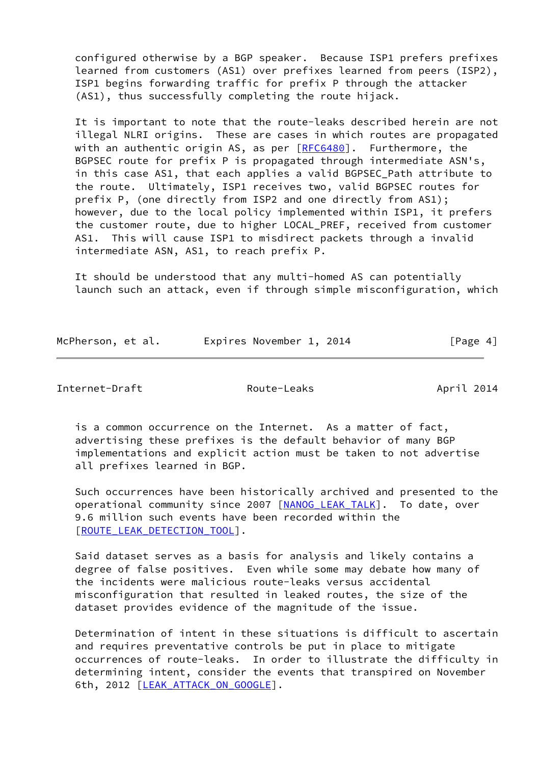configured otherwise by a BGP speaker. Because ISP1 prefers prefixes learned from customers (AS1) over prefixes learned from peers (ISP2), ISP1 begins forwarding traffic for prefix P through the attacker (AS1), thus successfully completing the route hijack.

It is important to note that the route-leaks described herein are not illegal NLRI origins. These are cases in which routes are propagated with an authentic origin AS, as per [RFC6480]. Furthermore, the BGPSEC route for prefix P is propagated through intermediate ASN's, in this case AS1, that each applies a valid BGPSEC_Path attribute to the route. Ultimately, ISP1 receives two, valid BGPSEC routes for prefix P, (one directly from ISP2 and one directly from AS1); however, due to the local policy implemented within ISP1, it prefers the customer route, due to higher LOCAL_PREF, received from customer AS1. This will cause ISP1 to misdirect packets through a invalid intermediate ASN, AS1, to reach prefix P.

It should be understood that any multi-homed AS can potentially launch such an attack, even if through simple misconfiguration, which is a common occurrence on the Internet. As a matter of fact, advertising these prefixes is the default behavior of many BGP implementations and explicit action must be taken to not advertise all prefixes learned in BGP.

Such occurrences have been historically archived and presented to the operational community since 2007 [NANOG_LEAK_TALK]. To date, over 9.6 million such events have been recorded within the [ROUTE_LEAK_DETECTION_TOOL].

Said dataset serves as a basis for analysis and likely contains a degree of false positives. Even while some may debate how many of the incidents were malicious route-leaks versus accidental misconfiguration that resulted in leaked routes, the size of the dataset provides evidence of the magnitude of the issue.

Determination of intent in these situations is difficult to ascertain and requires preventative controls be put in place to mitigate occurrences of route-leaks. In order to illustrate the difficulty in determining intent, consider the events that transpired on November 6th, 2012 [LEAK_ATTACK_ON_GOOGLE].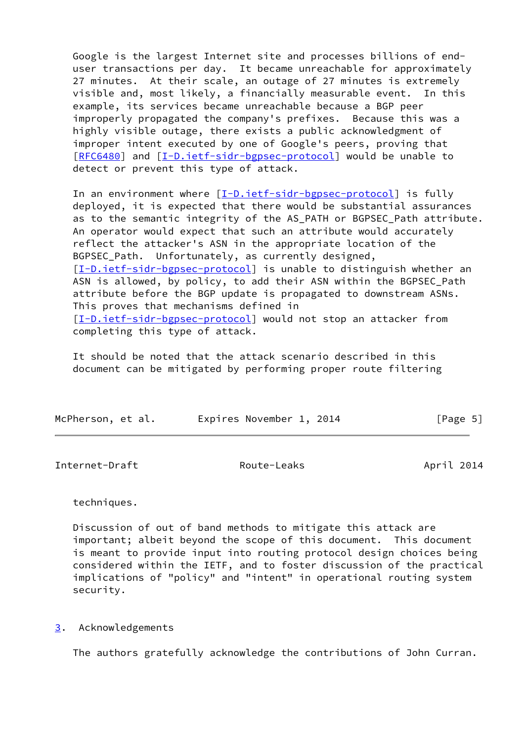Google is the largest Internet site and processes billions of end-user transactions per day. It became unreachable for approximately 27 minutes. At their scale, an outage of 27 minutes is extremely visible and, most likely, a financially measurable event. In this example, its services became unreachable because a BGP peer improperly propagated the company's prefixes. Because this was a highly visible outage, there exists a public acknowledgment of improper intent executed by one of Google's peers, proving that [RFC6480] and [I-D.ietf-sidr-bgpsec-protocol] would be unable to detect or prevent this type of attack.

In an environment where [I-D.ietf-sidr-bgpsec-protocol] is fully deployed, it is expected that there would be substantial assurances as to the semantic integrity of the AS_PATH or BGPSEC_Path attribute. An operator would expect that such an attribute would accurately reflect the attacker's ASN in the appropriate location of the BGPSEC_Path. Unfortunately, as currently designed, [I-D.ietf-sidr-bgpsec-protocol] is unable to distinguish whether an ASN is allowed, by policy, to add their ASN within the BGPSEC_Path attribute before the BGP update is propagated to downstream ASNs. This proves that mechanisms defined in [I-D.ietf-sidr-bgpsec-protocol] would not stop an attacker from completing this type of attack.

It should be noted that the attack scenario described in this document can be mitigated by performing proper route filtering techniques.

Discussion of out of band methods to mitigate this attack are important; albeit beyond the scope of this document. This document is meant to provide input into routing protocol design choices being considered within the IETF, and to foster discussion of the practical implications of "policy" and "intent" in operational routing system security.

## 3. Acknowledgements

The authors gratefully acknowledge the contributions of John Curran.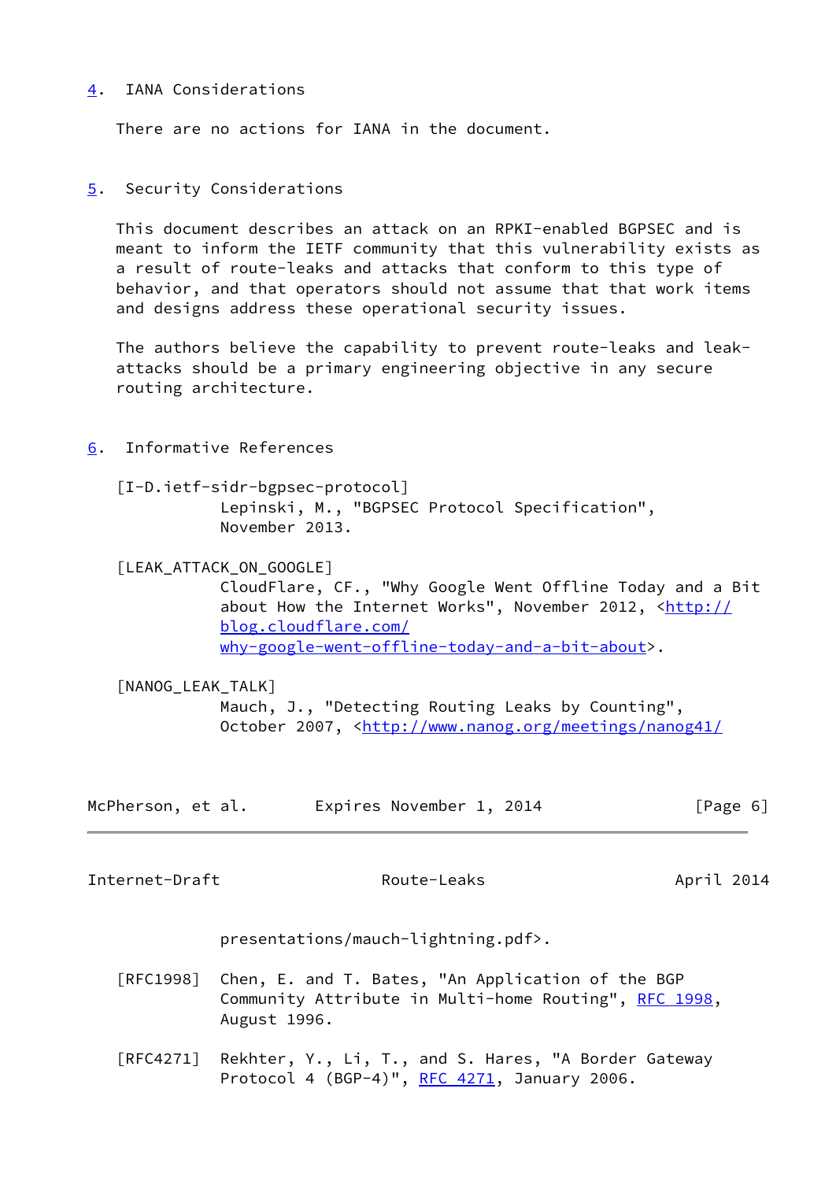## 4. IANA Considerations

There are no actions for IANA in the document.

## 5. Security Considerations

This document describes an attack on an RPKI-enabled BGPSEC and is meant to inform the IETF community that this vulnerability exists as a result of route-leaks and attacks that conform to this type of behavior, and that operators should not assume that that work items and designs address these operational security issues.

The authors believe the capability to prevent route-leaks and leak-attacks should be a primary engineering objective in any secure routing architecture.

## 6. Informative References

[I-D.ietf-sidr-bgpsec-protocol]
Lepinski, M., "BGPSEC Protocol Specification", November 2013.

[LEAK_ATTACK_ON_GOOGLE]
CloudFlare, CF., "Why Google Went Offline Today and a Bit about How the Internet Works", November 2012, <http://blog.cloudflare.com/why-google-went-offline-today-and-a-bit-about>.

[NANOG_LEAK_TALK]
Mauch, J., "Detecting Routing Leaks by Counting", October 2007, <http://www.nanog.org/meetings/nanog41/presentations/mauch-lightning.pdf>.

[RFC1998] Chen, E. and T. Bates, "An Application of the BGP Community Attribute in Multi-home Routing", RFC 1998, August 1996.

[RFC4271] Rekhter, Y., Li, T., and S. Hares, "A Border Gateway Protocol 4 (BGP-4)", RFC 4271, January 2006.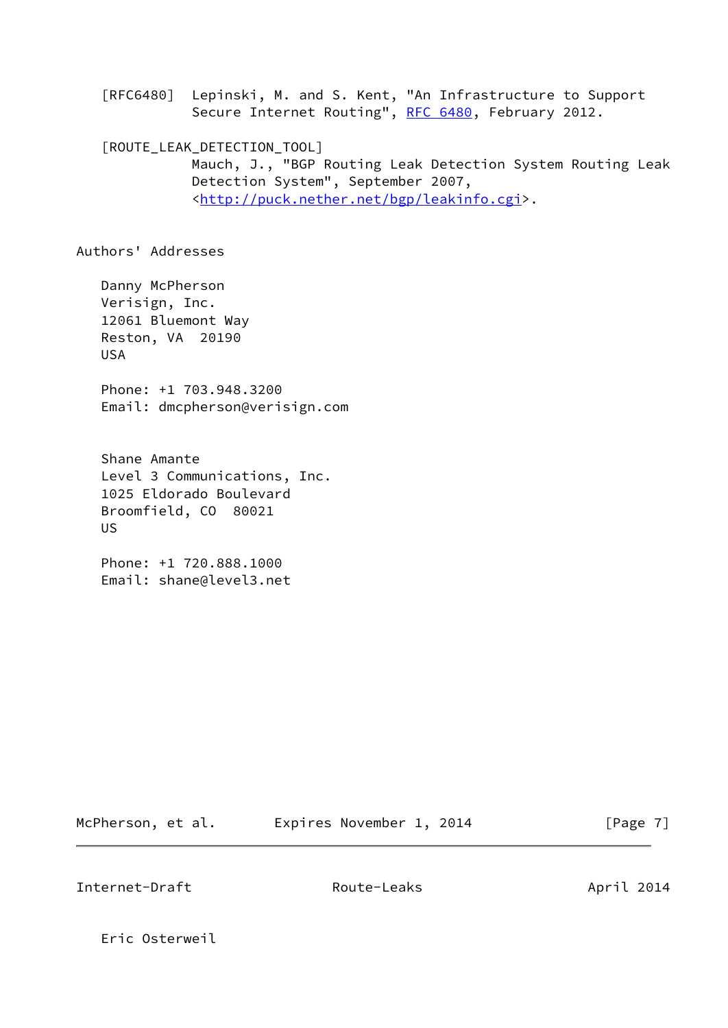[RFC6480] Lepinski, M. and S. Kent, "An Infrastructure to Support Secure Internet Routing", RFC 6480, February 2012.

[ROUTE_LEAK_DETECTION_TOOL]
Mauch, J., "BGP Routing Leak Detection System Routing Leak Detection System", September 2007, <http://puck.nether.net/bgp/leakinfo.cgi>.

## Authors' Addresses

Danny McPherson
Verisign, Inc.
12061 Bluemont Way
Reston, VA 20190
USA

Phone: +1 703.948.3200
Email: dmcpherson@verisign.com

Shane Amante
Level 3 Communications, Inc.
1025 Eldorado Boulevard
Broomfield, CO 80021
US

Phone: +1 720.888.1000
Email: shane@level3.net

Eric Osterweil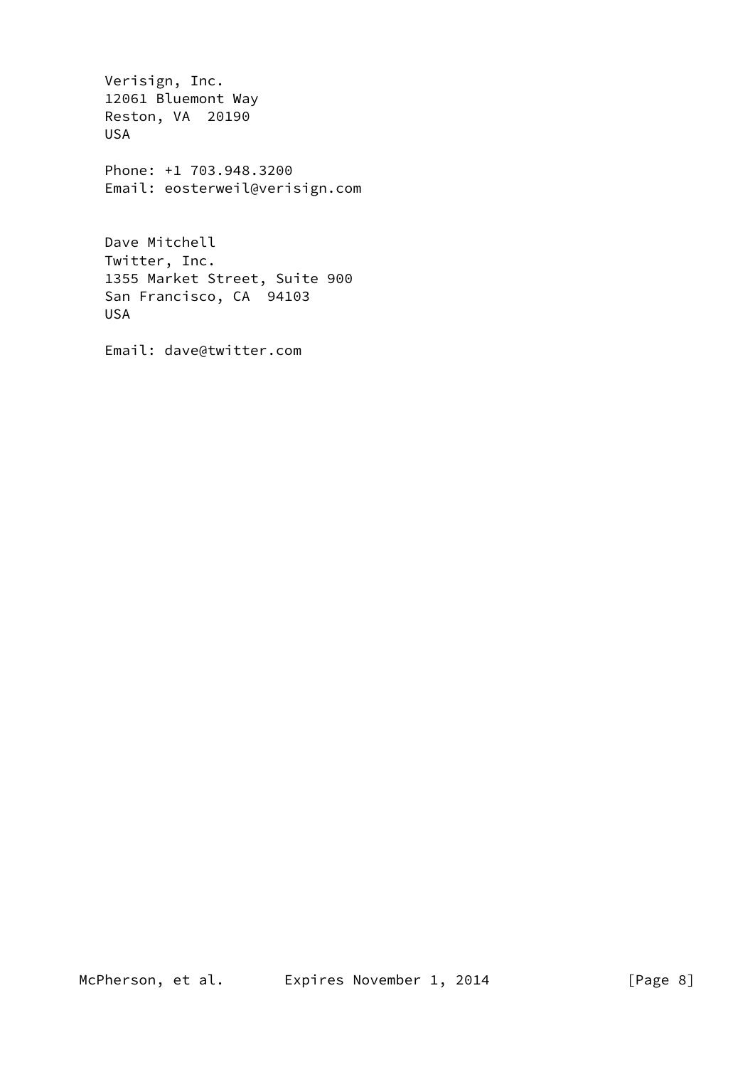Verisign, Inc.
12061 Bluemont Way
Reston, VA  20190
USA

Phone: +1 703.948.3200
Email: eosterweil@verisign.com

Dave Mitchell
Twitter, Inc.
1355 Market Street, Suite 900
San Francisco, CA  94103
USA

Email: dave@twitter.com